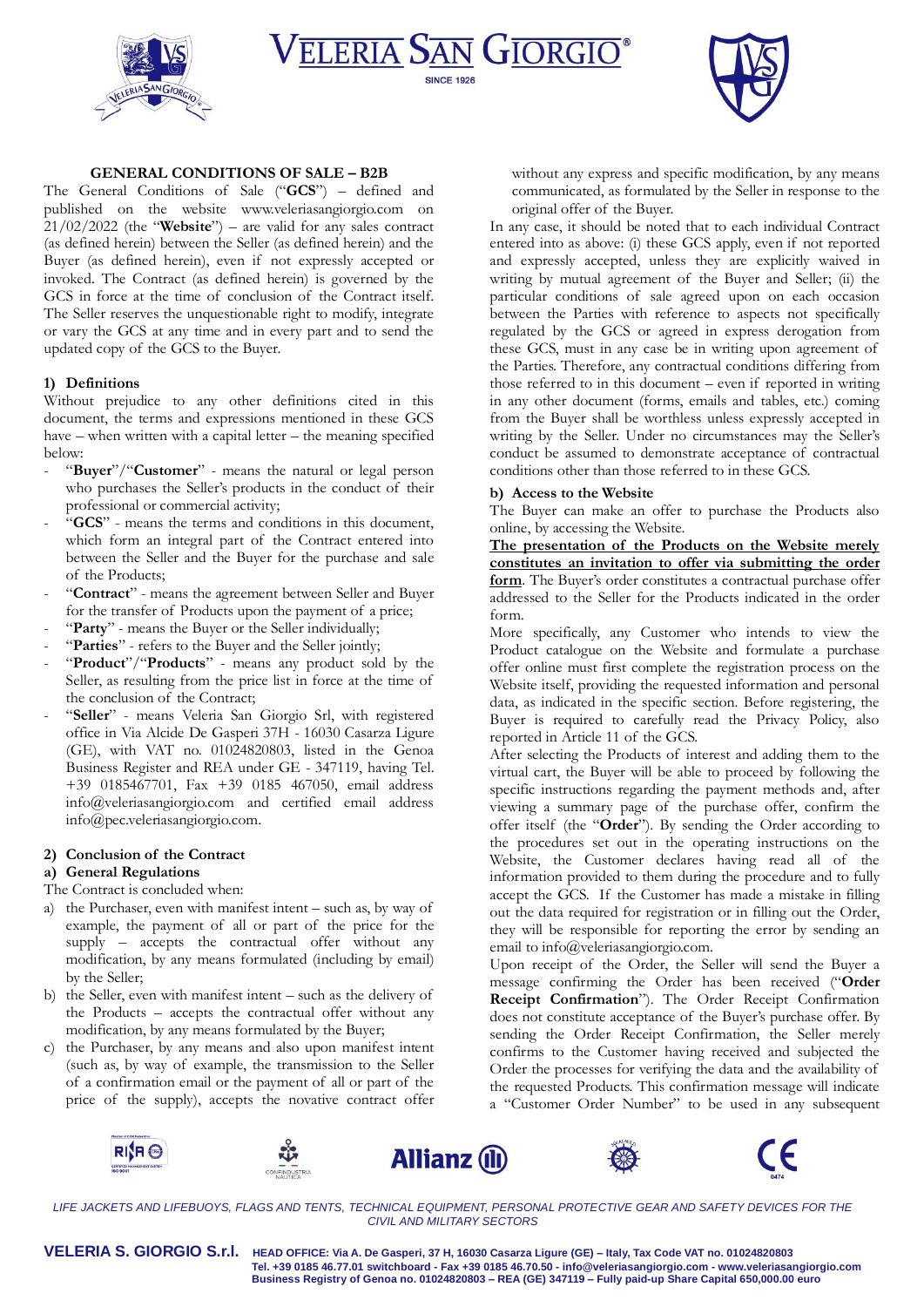# GENERAL CONDITIONS OF SALE – B2B

The General Conditions of Sale ("**GCS**") – defined and published on the website www.veleriasangiorgio.com on 21/02/2022 (the "**Website**") – are valid for any sales contract (as defined herein) between the Seller (as defined herein) and the Buyer (as defined herein), even if not expressly accepted or invoked. The Contract (as defined herein) is governed by the GCS in force at the time of conclusion of the Contract itself. The Seller reserves the unquestionable right to modify, integrate or vary the GCS at any time and in every part and to send the updated copy of the GCS to the Buyer.

## 1) Definitions

Without prejudice to any other definitions cited in this document, the terms and expressions mentioned in these GCS have – when written with a capital letter – the meaning specified below:

- "**Buyer**"/"**Customer**" - means the natural or legal person who purchases the Seller's products in the conduct of their professional or commercial activity;
- "**GCS**" - means the terms and conditions in this document, which form an integral part of the Contract entered into between the Seller and the Buyer for the purchase and sale of the Products;
- "**Contract**" - means the agreement between Seller and Buyer for the transfer of Products upon the payment of a price;
- "**Party**" - means the Buyer or the Seller individually;
- "**Parties**" - refers to the Buyer and the Seller jointly;
- "**Product**"/"**Products**" - means any product sold by the Seller, as resulting from the price list in force at the time of the conclusion of the Contract;
- "**Seller**" - means Veleria San Giorgio Srl, with registered office in Via Alcide De Gasperi 37H - 16030 Casarza Ligure (GE), with VAT no. 01024820803, listed in the Genoa Business Register and REA under GE - 347119, having Tel. +39 0185467701, Fax +39 0185 467050, email address info@veleriasangiorgio.com and certified email address info@pec.veleriasangiorgio.com.

## 2) Conclusion of the Contract

### a) General Regulations

The Contract is concluded when:

a) the Purchaser, even with manifest intent – such as, by way of example, the payment of all or part of the price for the supply – accepts the contractual offer without any modification, by any means formulated (including by email) by the Seller;

b) the Seller, even with manifest intent – such as the delivery of the Products – accepts the contractual offer without any modification, by any means formulated by the Buyer;

c) the Purchaser, by any means and also upon manifest intent (such as, by way of example, the transmission to the Seller of a confirmation email or the payment of all or part of the price of the supply), accepts the novative contract offer without any express and specific modification, by any means communicated, as formulated by the Seller in response to the original offer of the Buyer.

In any case, it should be noted that to each individual Contract entered into as above: (i) these GCS apply, even if not reported and expressly accepted, unless they are explicitly waived in writing by mutual agreement of the Buyer and Seller; (ii) the particular conditions of sale agreed upon on each occasion between the Parties with reference to aspects not specifically regulated by the GCS or agreed in express derogation from these GCS, must in any case be in writing upon agreement of the Parties. Therefore, any contractual conditions differing from those referred to in this document – even if reported in writing in any other document (forms, emails and tables, etc.) coming from the Buyer shall be worthless unless expressly accepted in writing by the Seller. Under no circumstances may the Seller's conduct be assumed to demonstrate acceptance of contractual conditions other than those referred to in these GCS.

### b) Access to the Website

The Buyer can make an offer to purchase the Products also online, by accessing the Website.

**The presentation of the Products on the Website merely constitutes an invitation to offer via submitting the order form**. The Buyer's order constitutes a contractual purchase offer addressed to the Seller for the Products indicated in the order form.

More specifically, any Customer who intends to view the Product catalogue on the Website and formulate a purchase offer online must first complete the registration process on the Website itself, providing the requested information and personal data, as indicated in the specific section. Before registering, the Buyer is required to carefully read the Privacy Policy, also reported in Article 11 of the GCS.

After selecting the Products of interest and adding them to the virtual cart, the Buyer will be able to proceed by following the specific instructions regarding the payment methods and, after viewing a summary page of the purchase offer, confirm the offer itself (the "**Order**"). By sending the Order according to the procedures set out in the operating instructions on the Website, the Customer declares having read all of the information provided to them during the procedure and to fully accept the GCS. If the Customer has made a mistake in filling out the data required for registration or in filling out the Order, they will be responsible for reporting the error by sending an email to info@veleriasangiorgio.com.

Upon receipt of the Order, the Seller will send the Buyer a message confirming the Order has been received ("**Order Receipt Confirmation**"). The Order Receipt Confirmation does not constitute acceptance of the Buyer's purchase offer. By sending the Order Receipt Confirmation, the Seller merely confirms to the Customer having received and subjected the Order the processes for verifying the data and the availability of the requested Products. This confirmation message will indicate a "Customer Order Number" to be used in any subsequent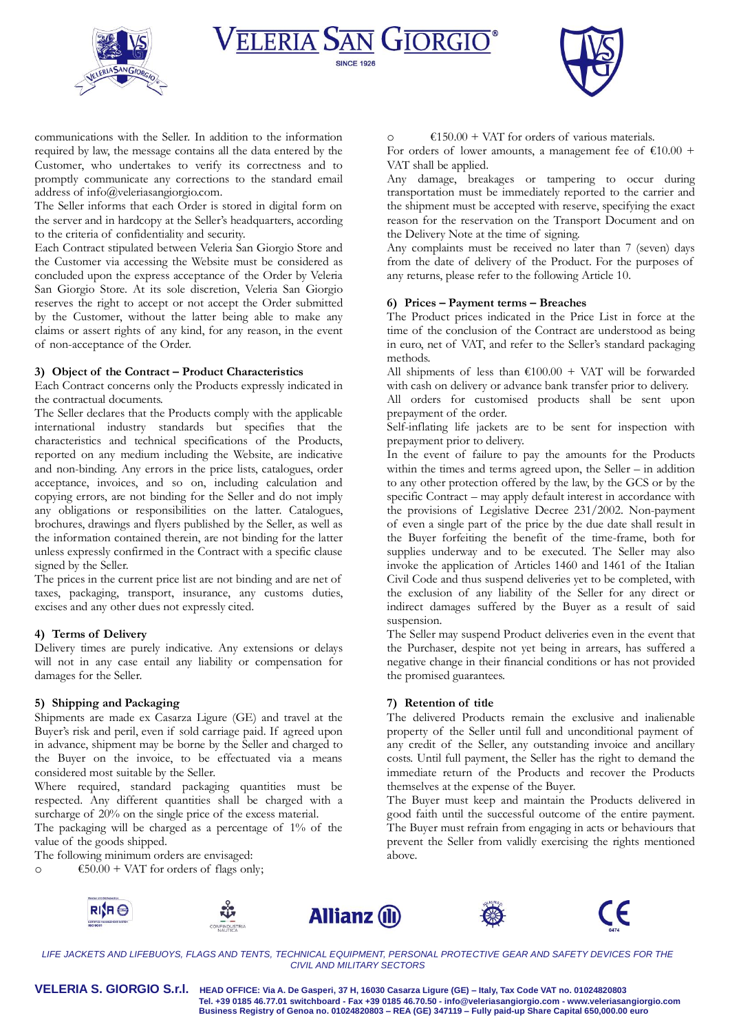communications with the Seller. In addition to the information required by law, the message contains all the data entered by the Customer, who undertakes to verify its correctness and to promptly communicate any corrections to the standard email address of info@veleriasangiorgio.com.

The Seller informs that each Order is stored in digital form on the server and in hardcopy at the Seller's headquarters, according to the criteria of confidentiality and security.

Each Contract stipulated between Veleria San Giorgio Store and the Customer via accessing the Website must be considered as concluded upon the express acceptance of the Order by Veleria San Giorgio Store. At its sole discretion, Veleria San Giorgio reserves the right to accept or not accept the Order submitted by the Customer, without the latter being able to make any claims or assert rights of any kind, for any reason, in the event of non-acceptance of the Order.

#### 3) Object of the Contract – Product Characteristics

Each Contract concerns only the Products expressly indicated in the contractual documents.

The Seller declares that the Products comply with the applicable international industry standards but specifies that the characteristics and technical specifications of the Products, reported on any medium including the Website, are indicative and non-binding. Any errors in the price lists, catalogues, order acceptance, invoices, and so on, including calculation and copying errors, are not binding for the Seller and do not imply any obligations or responsibilities on the latter. Catalogues, brochures, drawings and flyers published by the Seller, as well as the information contained therein, are not binding for the latter unless expressly confirmed in the Contract with a specific clause signed by the Seller.

The prices in the current price list are not binding and are net of taxes, packaging, transport, insurance, any customs duties, excises and any other dues not expressly cited.

#### 4) Terms of Delivery

Delivery times are purely indicative. Any extensions or delays will not in any case entail any liability or compensation for damages for the Seller.

#### 5) Shipping and Packaging

Shipments are made ex Casarza Ligure (GE) and travel at the Buyer's risk and peril, even if sold carriage paid. If agreed upon in advance, shipment may be borne by the Seller and charged to the Buyer on the invoice, to be effectuated via a means considered most suitable by the Seller.

Where required, standard packaging quantities must be respected. Any different quantities shall be charged with a surcharge of 20% on the single price of the excess material.

The packaging will be charged as a percentage of 1% of the value of the goods shipped.

The following minimum orders are envisaged:

- €50.00 + VAT for orders of flags only;
- €150.00 + VAT for orders of various materials.

For orders of lower amounts, a management fee of €10.00 + VAT shall be applied.

Any damage, breakages or tampering to occur during transportation must be immediately reported to the carrier and the shipment must be accepted with reserve, specifying the exact reason for the reservation on the Transport Document and on the Delivery Note at the time of signing.

Any complaints must be received no later than 7 (seven) days from the date of delivery of the Product. For the purposes of any returns, please refer to the following Article 10.

#### 6) Prices – Payment terms – Breaches

The Product prices indicated in the Price List in force at the time of the conclusion of the Contract are understood as being in euro, net of VAT, and refer to the Seller's standard packaging methods.

All shipments of less than €100.00 + VAT will be forwarded with cash on delivery or advance bank transfer prior to delivery.

All orders for customised products shall be sent upon prepayment of the order.

Self-inflating life jackets are to be sent for inspection with prepayment prior to delivery.

In the event of failure to pay the amounts for the Products within the times and terms agreed upon, the Seller – in addition to any other protection offered by the law, by the GCS or by the specific Contract – may apply default interest in accordance with the provisions of Legislative Decree 231/2002. Non-payment of even a single part of the price by the due date shall result in the Buyer forfeiting the benefit of the time-frame, both for supplies underway and to be executed. The Seller may also invoke the application of Articles 1460 and 1461 of the Italian Civil Code and thus suspend deliveries yet to be completed, with the exclusion of any liability of the Seller for any direct or indirect damages suffered by the Buyer as a result of said suspension.

The Seller may suspend Product deliveries even in the event that the Purchaser, despite not yet being in arrears, has suffered a negative change in their financial conditions or has not provided the promised guarantees.

#### 7) Retention of title

The delivered Products remain the exclusive and inalienable property of the Seller until full and unconditional payment of any credit of the Seller, any outstanding invoice and ancillary costs. Until full payment, the Seller has the right to demand the immediate return of the Products and recover the Products themselves at the expense of the Buyer.

The Buyer must keep and maintain the Products delivered in good faith until the successful outcome of the entire payment. The Buyer must refrain from engaging in acts or behaviours that prevent the Seller from validly exercising the rights mentioned above.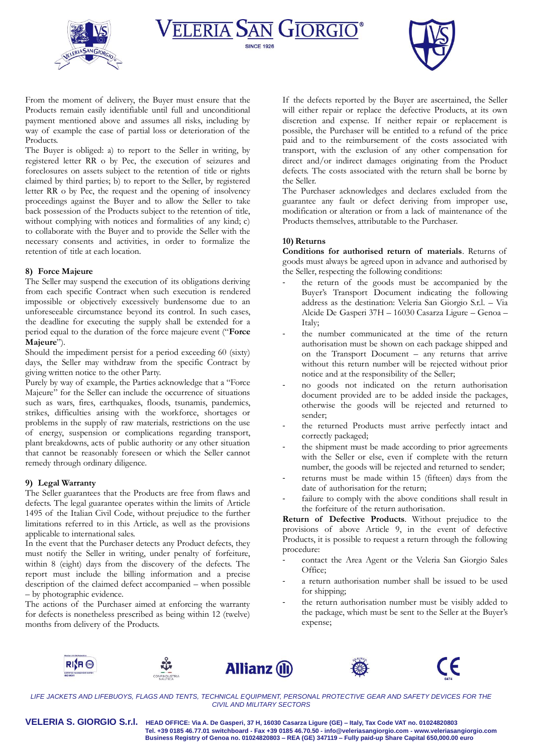From the moment of delivery, the Buyer must ensure that the Products remain easily identifiable until full and unconditional payment mentioned above and assumes all risks, including by way of example the case of partial loss or deterioration of the Products.

The Buyer is obliged: a) to report to the Seller in writing, by registered letter RR o by Pec, the execution of seizures and foreclosures on assets subject to the retention of title or rights claimed by third parties; b) to report to the Seller, by registered letter RR o by Pec, the request and the opening of insolvency proceedings against the Buyer and to allow the Seller to take back possession of the Products subject to the retention of title, without complying with notices and formalities of any kind; c) to collaborate with the Buyer and to provide the Seller with the necessary consents and activities, in order to formalize the retention of title at each location.

## 8) Force Majeure

The Seller may suspend the execution of its obligations deriving from each specific Contract when such execution is rendered impossible or objectively excessively burdensome due to an unforeseeable circumstance beyond its control. In such cases, the deadline for executing the supply shall be extended for a period equal to the duration of the force majeure event ("**Force Majeure**").

Should the impediment persist for a period exceeding 60 (sixty) days, the Seller may withdraw from the specific Contract by giving written notice to the other Party.

Purely by way of example, the Parties acknowledge that a "Force Majeure" for the Seller can include the occurrence of situations such as wars, fires, earthquakes, floods, tsunamis, pandemics, strikes, difficulties arising with the workforce, shortages or problems in the supply of raw materials, restrictions on the use of energy, suspension or complications regarding transport, plant breakdowns, acts of public authority or any other situation that cannot be reasonably foreseen or which the Seller cannot remedy through ordinary diligence.

## 9) Legal Warranty

The Seller guarantees that the Products are free from flaws and defects. The legal guarantee operates within the limits of Article 1495 of the Italian Civil Code, without prejudice to the further limitations referred to in this Article, as well as the provisions applicable to international sales.

In the event that the Purchaser detects any Product defects, they must notify the Seller in writing, under penalty of forfeiture, within 8 (eight) days from the discovery of the defects. The report must include the billing information and a precise description of the claimed defect accompanied – when possible – by photographic evidence.

The actions of the Purchaser aimed at enforcing the warranty for defects is nonetheless prescribed as being within 12 (twelve) months from delivery of the Products.

If the defects reported by the Buyer are ascertained, the Seller will either repair or replace the defective Products, at its own discretion and expense. If neither repair or replacement is possible, the Purchaser will be entitled to a refund of the price paid and to the reimbursement of the costs associated with transport, with the exclusion of any other compensation for direct and/or indirect damages originating from the Product defects. The costs associated with the return shall be borne by the Seller.

The Purchaser acknowledges and declares excluded from the guarantee any fault or defect deriving from improper use, modification or alteration or from a lack of maintenance of the Products themselves, attributable to the Purchaser.

## 10) Returns

**Conditions for authorised return of materials**. Returns of goods must always be agreed upon in advance and authorised by the Seller, respecting the following conditions:

- the return of the goods must be accompanied by the Buyer's Transport Document indicating the following address as the destination: Veleria San Giorgio S.r.l. – Via Alcide De Gasperi 37H – 16030 Casarza Ligure – Genoa – Italy;
- the number communicated at the time of the return authorisation must be shown on each package shipped and on the Transport Document – any returns that arrive without this return number will be rejected without prior notice and at the responsibility of the Seller;
- no goods not indicated on the return authorisation document provided are to be added inside the packages, otherwise the goods will be rejected and returned to sender;
- the returned Products must arrive perfectly intact and correctly packaged;
- the shipment must be made according to prior agreements with the Seller or else, even if complete with the return number, the goods will be rejected and returned to sender;
- returns must be made within 15 (fifteen) days from the date of authorisation for the return;
- failure to comply with the above conditions shall result in the forfeiture of the return authorisation.

**Return of Defective Products**. Without prejudice to the provisions of above Article 9, in the event of defective Products, it is possible to request a return through the following procedure:

- contact the Area Agent or the Veleria San Giorgio Sales Office;
- a return authorisation number shall be issued to be used for shipping;
- the return authorisation number must be visibly added to the package, which must be sent to the Seller at the Buyer's expense;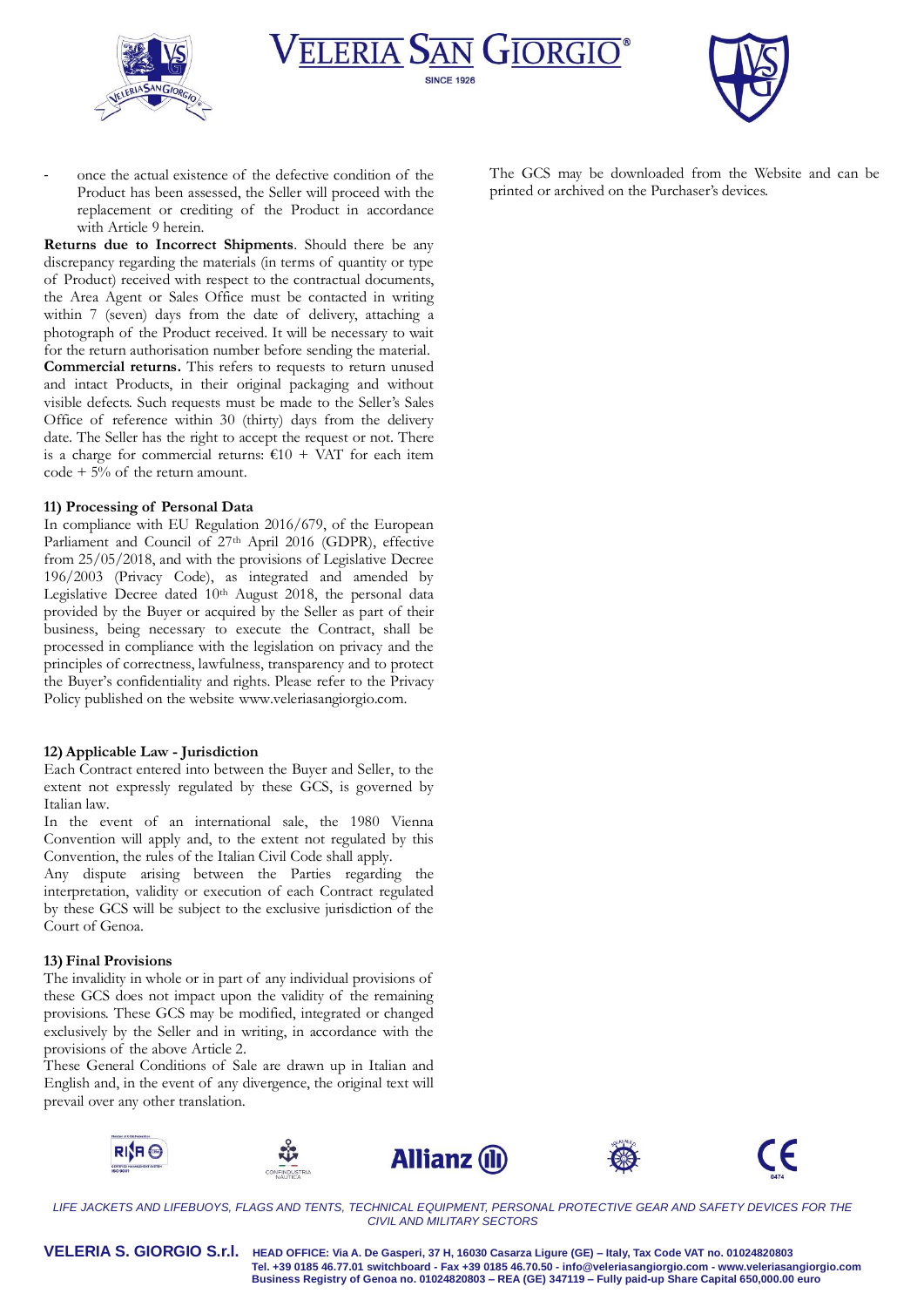- once the actual existence of the defective condition of the Product has been assessed, the Seller will proceed with the replacement or crediting of the Product in accordance with Article 9 herein.

**Returns due to Incorrect Shipments**. Should there be any discrepancy regarding the materials (in terms of quantity or type of Product) received with respect to the contractual documents, the Area Agent or Sales Office must be contacted in writing within 7 (seven) days from the date of delivery, attaching a photograph of the Product received. It will be necessary to wait for the return authorisation number before sending the material.

**Commercial returns.** This refers to requests to return unused and intact Products, in their original packaging and without visible defects. Such requests must be made to the Seller's Sales Office of reference within 30 (thirty) days from the delivery date. The Seller has the right to accept the request or not. There is a charge for commercial returns: €10 + VAT for each item code + 5% of the return amount.

## 11) Processing of Personal Data

In compliance with EU Regulation 2016/679, of the European Parliament and Council of 27th April 2016 (GDPR), effective from 25/05/2018, and with the provisions of Legislative Decree 196/2003 (Privacy Code), as integrated and amended by Legislative Decree dated 10th August 2018, the personal data provided by the Buyer or acquired by the Seller as part of their business, being necessary to execute the Contract, shall be processed in compliance with the legislation on privacy and the principles of correctness, lawfulness, transparency and to protect the Buyer's confidentiality and rights. Please refer to the Privacy Policy published on the website www.veleriasangiorgio.com.

## 12) Applicable Law - Jurisdiction

Each Contract entered into between the Buyer and Seller, to the extent not expressly regulated by these GCS, is governed by Italian law.

In the event of an international sale, the 1980 Vienna Convention will apply and, to the extent not regulated by this Convention, the rules of the Italian Civil Code shall apply.

Any dispute arising between the Parties regarding the interpretation, validity or execution of each Contract regulated by these GCS will be subject to the exclusive jurisdiction of the Court of Genoa.

## 13) Final Provisions

The invalidity in whole or in part of any individual provisions of these GCS does not impact upon the validity of the remaining provisions. These GCS may be modified, integrated or changed exclusively by the Seller and in writing, in accordance with the provisions of the above Article 2.

These General Conditions of Sale are drawn up in Italian and English and, in the event of any divergence, the original text will prevail over any other translation.

The GCS may be downloaded from the Website and can be printed or archived on the Purchaser's devices.